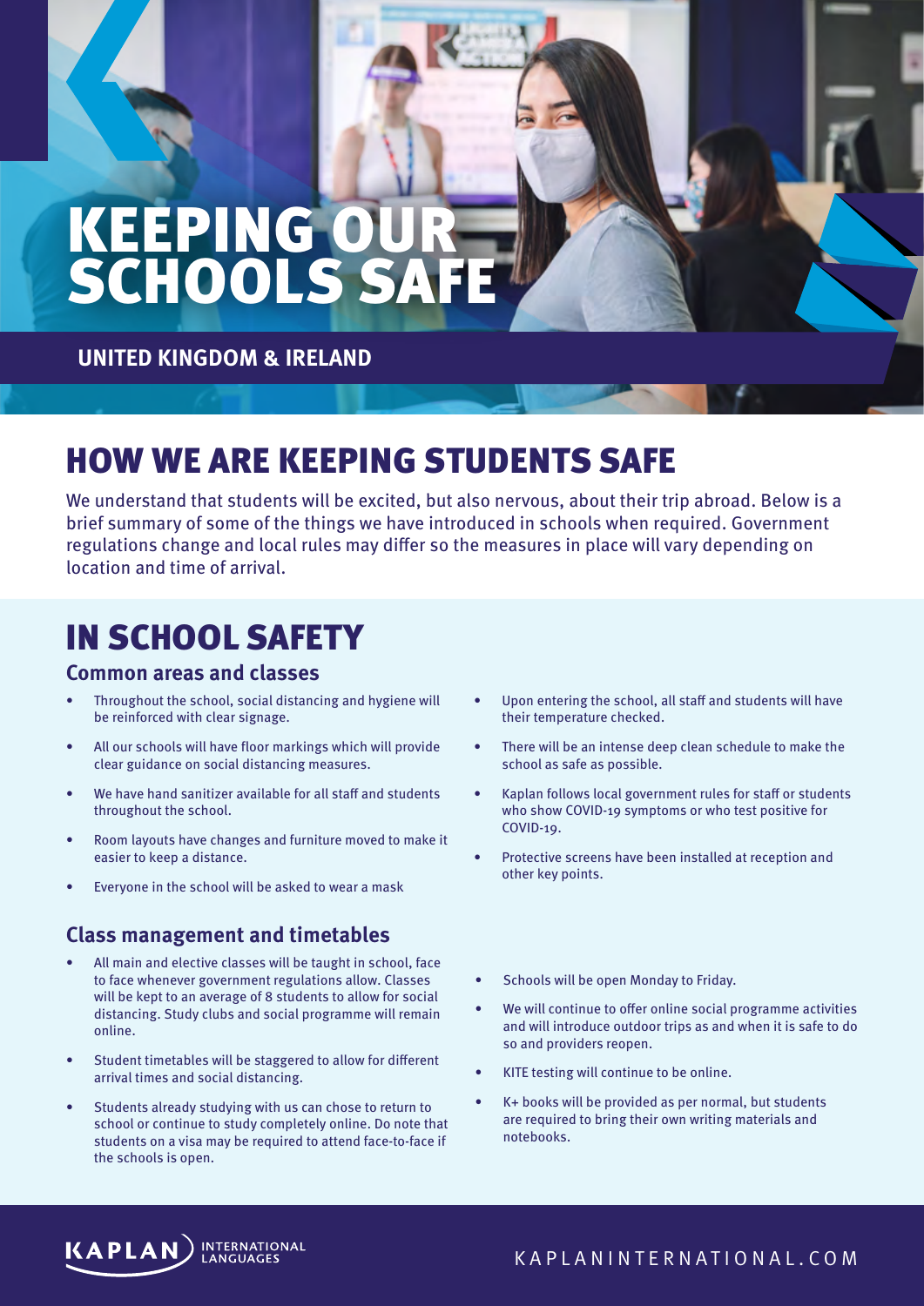# KEEPING OUR SCHOOLS SAFE

**UNITED KINGDOM & IRELAND**

## HOW WE ARE KEEPING STUDENTS SAFE

We understand that students will be excited, but also nervous, about their trip abroad. Below is a brief summary of some of the things we have introduced in schools when required. Government regulations change and local rules may differ so the measures in place will vary depending on location and time of arrival.

## IN SCHOOL SAFETY

### Common areas and classes

- Throughout the school, social distancing and hygiene will be reinforced with clear signage.
- All our schools will have floor markings which will provide clear guidance on social distancing measures.
- We have hand sanitizer available for all staff and students throughout the school.
- Room layouts have changes and furniture moved to make it easier to keep a distance.
- Everyone in the school will be asked to wear a mask
- Upon entering the school, all staff and students will have their temperature checked.
- There will be an intense deep clean schedule to make the school as safe as possible.
- Kaplan follows local government rules for staff or students who show COVID-19 symptoms or who test positive for COVID-19.
- Protective screens have been installed at reception and other key points.

### Class management and timetables

- All main and elective classes will be taught in school, face to face whenever government regulations allow. Classes will be kept to an average of 8 students to allow for social distancing. Study clubs and social programme will remain online.
- Student timetables will be staggered to allow for different arrival times and social distancing.
- Students already studying with us can chose to return to school or continue to study completely online. Do note that students on a visa may be required to attend face-to-face if the schools is open.
- Schools will be open Monday to Friday.
- We will continue to offer online social programme activities and will introduce outdoor trips as and when it is safe to do so and providers reopen.
- KITE testing will continue to be online.
- K+ books will be provided as per normal, but students are required to bring their own writing materials and notebooks.

KAPLAN INTERNATIONAL LANGUAGES

KAPLANINTERNATIONAL.COM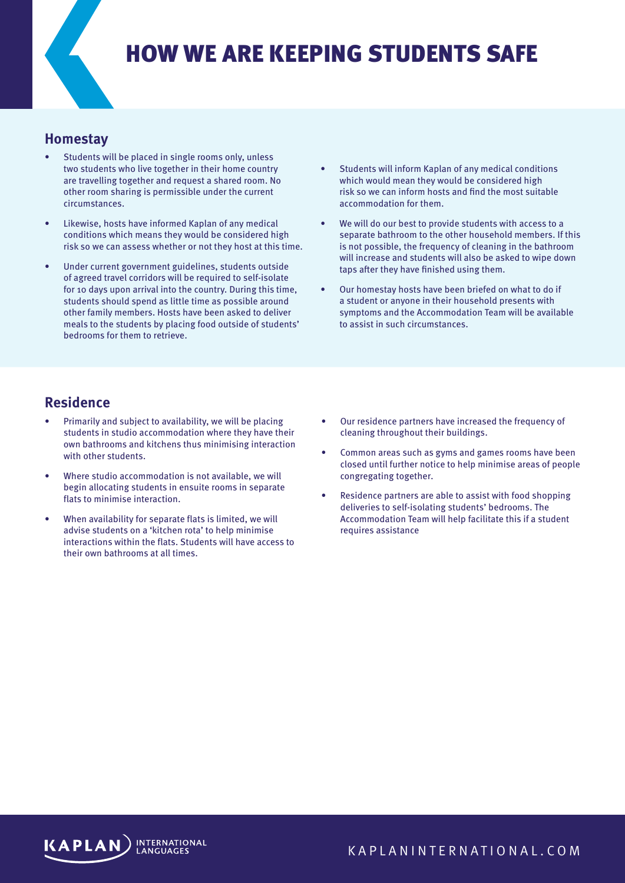# HOW WE ARE KEEPING STUDENTS SAFE

## Homestay

- Students will be placed in single rooms only, unless two students who live together in their home country are travelling together and request a shared room. No other room sharing is permissible under the current circumstances.
- Likewise, hosts have informed Kaplan of any medical conditions which means they would be considered high risk so we can assess whether or not they host at this time.
- Under current government guidelines, students outside of agreed travel corridors will be required to self-isolate for 10 days upon arrival into the country. During this time, students should spend as little time as possible around other family members. Hosts have been asked to deliver meals to the students by placing food outside of students' bedrooms for them to retrieve.
- Students will inform Kaplan of any medical conditions which would mean they would be considered high risk so we can inform hosts and find the most suitable accommodation for them.
- We will do our best to provide students with access to a separate bathroom to the other household members. If this is not possible, the frequency of cleaning in the bathroom will increase and students will also be asked to wipe down taps after they have finished using them.
- Our homestay hosts have been briefed on what to do if a student or anyone in their household presents with symptoms and the Accommodation Team will be available to assist in such circumstances.

## Residence

- Primarily and subject to availability, we will be placing students in studio accommodation where they have their own bathrooms and kitchens thus minimising interaction with other students.
- Where studio accommodation is not available, we will begin allocating students in ensuite rooms in separate flats to minimise interaction.
- When availability for separate flats is limited, we will advise students on a 'kitchen rota' to help minimise interactions within the flats. Students will have access to their own bathrooms at all times.
- Our residence partners have increased the frequency of cleaning throughout their buildings.
- Common areas such as gyms and games rooms have been closed until further notice to help minimise areas of people congregating together.
- Residence partners are able to assist with food shopping deliveries to self-isolating students' bedrooms. The Accommodation Team will help facilitate this if a student requires assistance

KAPLAN INTERNATIONAL LANGUAGES

KAPLANINTERNATIONAL.COM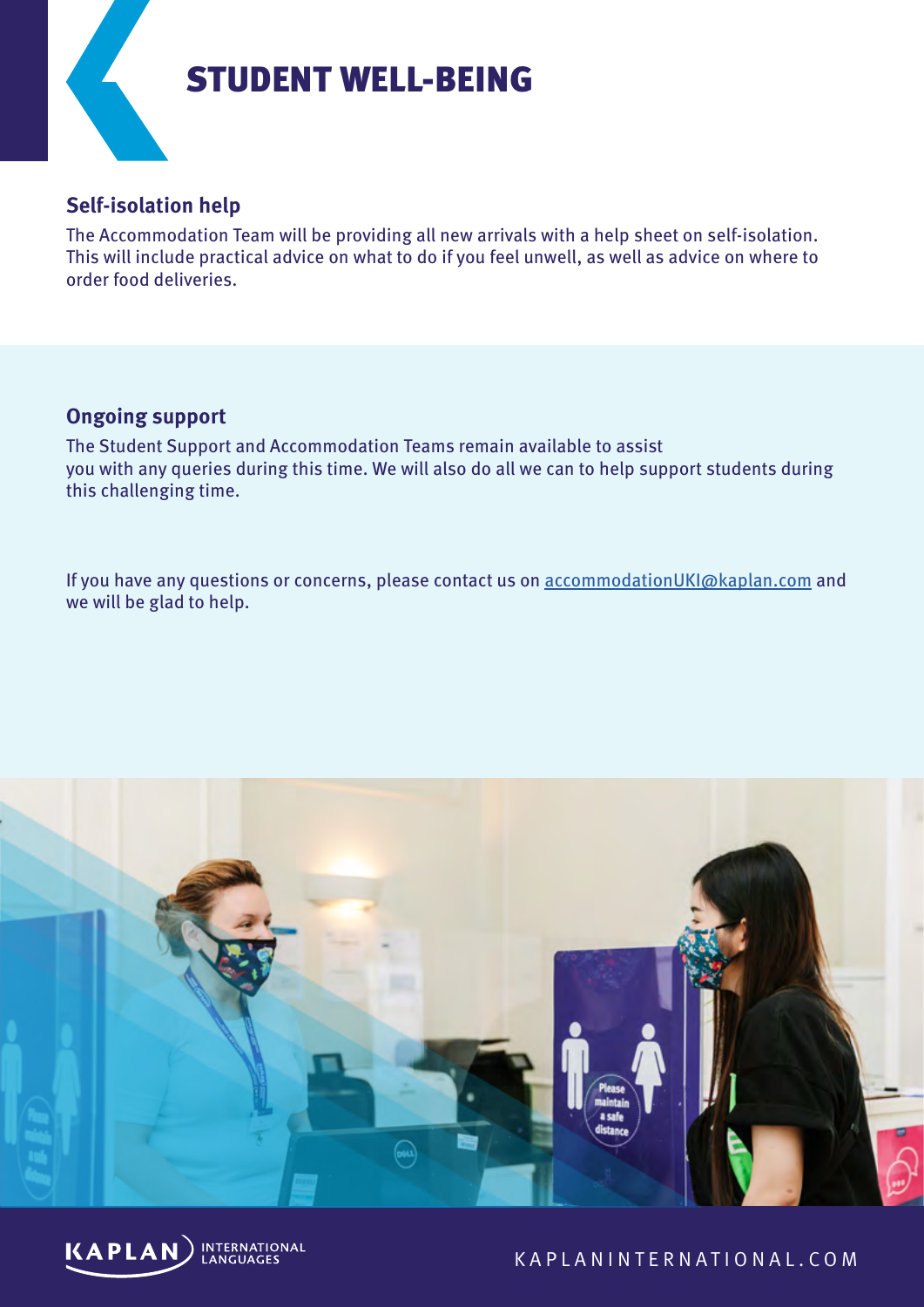# STUDENT WELL-BEING

## Self-isolation help

The Accommodation Team will be providing all new arrivals with a help sheet on self-isolation. This will include practical advice on what to do if you feel unwell, as well as advice on where to order food deliveries.

## Ongoing support

The Student Support and Accommodation Teams remain available to assist you with any queries during this time. We will also do all we can to help support students during this challenging time.

If you have any questions or concerns, please contact us on accommodationUKI@kaplan.com and we will be glad to help.

KAPLAN INTERNATIONAL LANGUAGES

KAPLANINTERNATIONAL.COM